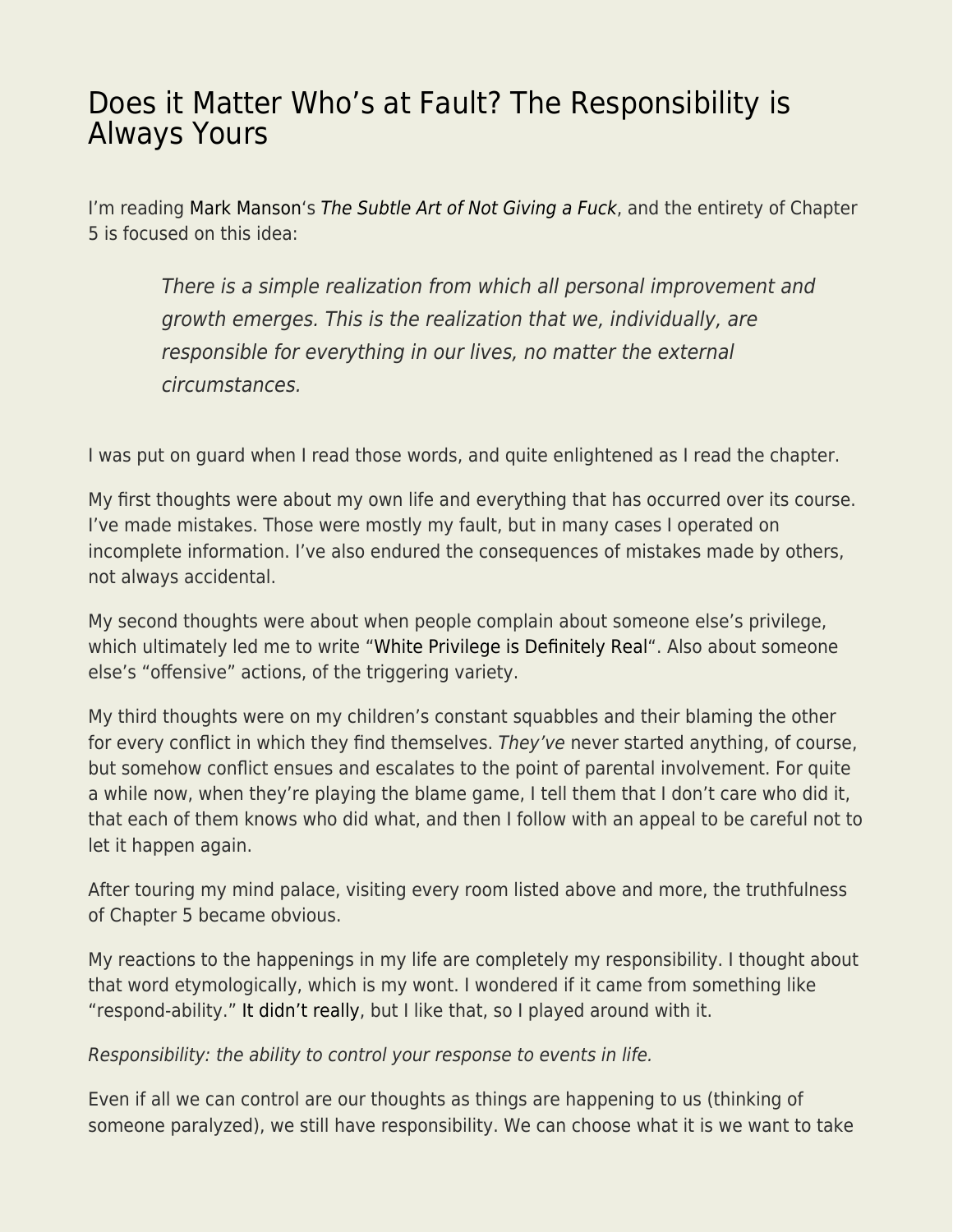# Does it Matter Who's at Fault? The Responsibility is Always Yours

I'm reading Mark Manson's *The Subtle Art of Not Giving a Fuck*, and the entirety of Chapter 5 is focused on this idea:

> *There is a simple realization from which all personal improvement and growth emerges. This is the realization that we, individually, are responsible for everything in our lives, no matter the external circumstances.*

I was put on guard when I read those words, and quite enlightened as I read the chapter.

My first thoughts were about my own life and everything that has occurred over its course. I've made mistakes. Those were mostly my fault, but in many cases I operated on incomplete information. I've also endured the consequences of mistakes made by others, not always accidental.

My second thoughts were about when people complain about someone else's privilege, which ultimately led me to write "White Privilege is Definitely Real". Also about someone else's "offensive" actions, of the triggering variety.

My third thoughts were on my children's constant squabbles and their blaming the other for every conflict in which they find themselves. *They've* never started anything, of course, but somehow conflict ensues and escalates to the point of parental involvement. For quite a while now, when they're playing the blame game, I tell them that I don't care who did it, that each of them knows who did what, and then I follow with an appeal to be careful not to let it happen again.

After touring my mind palace, visiting every room listed above and more, the truthfulness of Chapter 5 became obvious.

My reactions to the happenings in my life are completely my responsibility. I thought about that word etymologically, which is my wont. I wondered if it came from something like "respond-ability." It didn't really, but I like that, so I played around with it.

*Responsibility: the ability to control your response to events in life.*

Even if all we can control are our thoughts as things are happening to us (thinking of someone paralyzed), we still have responsibility. We can choose what it is we want to take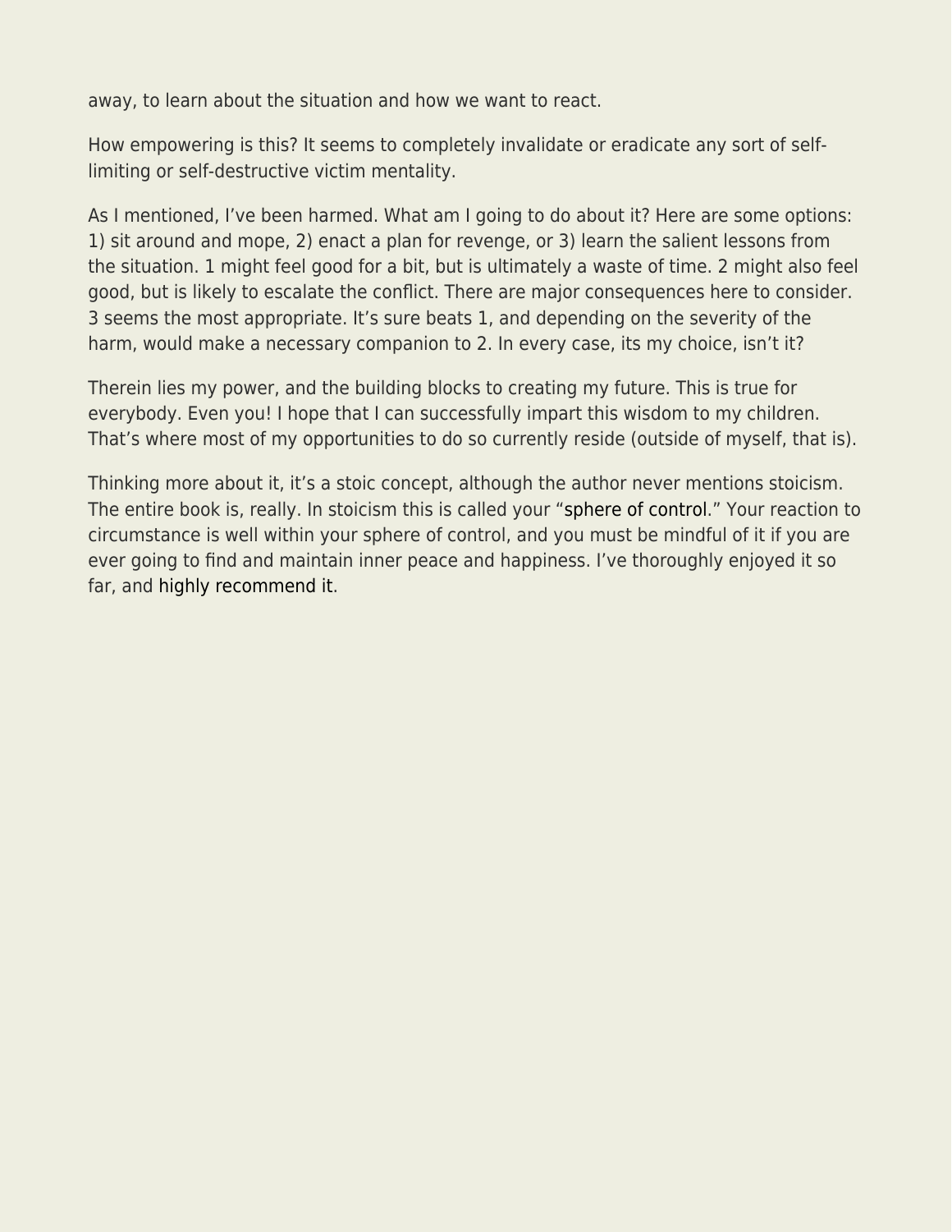away, to learn about the situation and how we want to react.

How empowering is this? It seems to completely invalidate or eradicate any sort of self-limiting or self-destructive victim mentality.

As I mentioned, I've been harmed. What am I going to do about it? Here are some options: 1) sit around and mope, 2) enact a plan for revenge, or 3) learn the salient lessons from the situation. 1 might feel good for a bit, but is ultimately a waste of time. 2 might also feel good, but is likely to escalate the conflict. There are major consequences here to consider. 3 seems the most appropriate. It's sure beats 1, and depending on the severity of the harm, would make a necessary companion to 2. In every case, its my choice, isn't it?

Therein lies my power, and the building blocks to creating my future. This is true for everybody. Even you! I hope that I can successfully impart this wisdom to my children. That's where most of my opportunities to do so currently reside (outside of myself, that is).

Thinking more about it, it's a stoic concept, although the author never mentions stoicism. The entire book is, really. In stoicism this is called your "sphere of control." Your reaction to circumstance is well within your sphere of control, and you must be mindful of it if you are ever going to find and maintain inner peace and happiness. I've thoroughly enjoyed it so far, and highly recommend it.